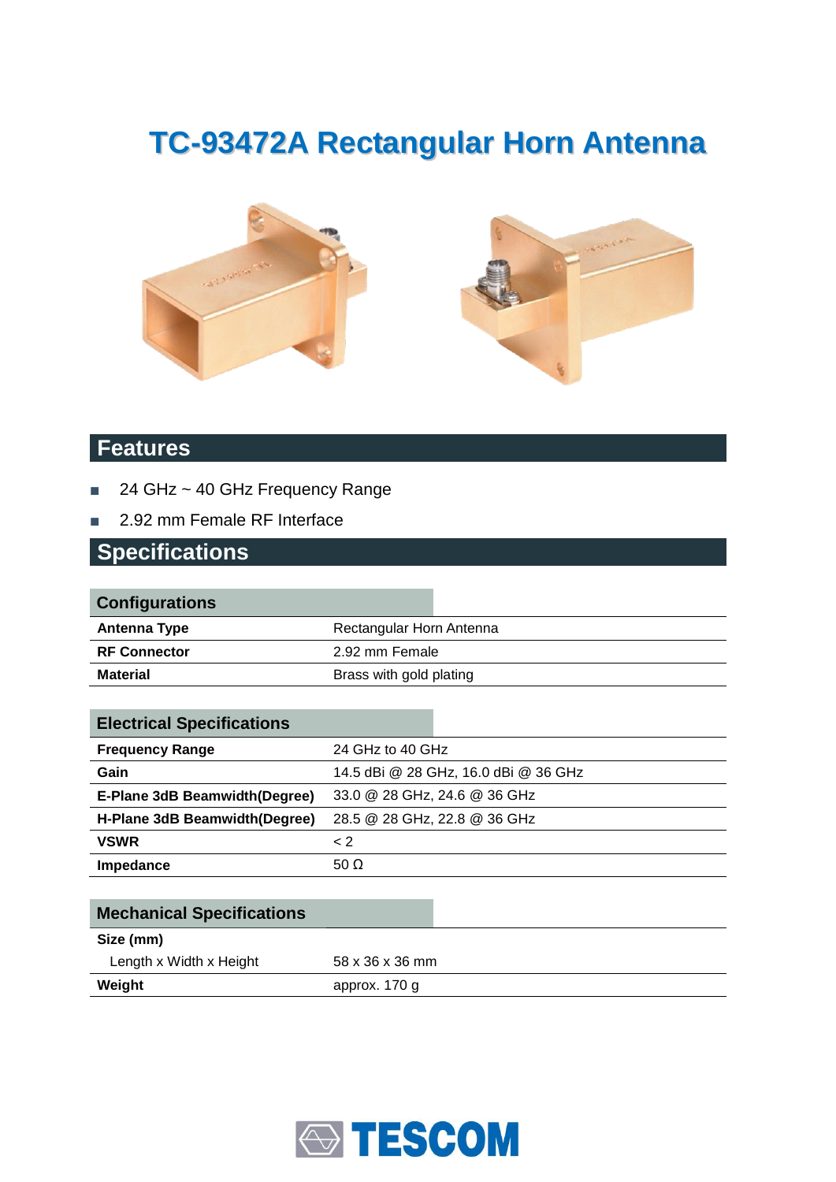# TC-93472A Rectangular Horn Antenna

## Features

- 24 GHz ~ 40 GHz Frequency Range
- 2.92 mm Female RF Interface

## Specifications

| Configurations | |
|---|---|
| **Antenna Type** | Rectangular Horn Antenna |
| **RF Connector** | 2.92 mm Female |
| **Material** | Brass with gold plating |

| Electrical Specifications | |
|---|---|
| **Frequency Range** | 24 GHz to 40 GHz |
| **Gain** | 14.5 dBi @ 28 GHz, 16.0 dBi @ 36 GHz |
| **E-Plane 3dB Beamwidth(Degree)** | 33.0 @ 28 GHz, 24.6 @ 36 GHz |
| **H-Plane 3dB Beamwidth(Degree)** | 28.5 @ 28 GHz, 22.8 @ 36 GHz |
| **VSWR** | < 2 |
| **Impedance** | 50 Ω |

| Mechanical Specifications | |
|---|---|
| **Size (mm)** | |
| Length x Width x Height | 58 x 36 x 36 mm |
| **Weight** | approx. 170 g |

TESCOM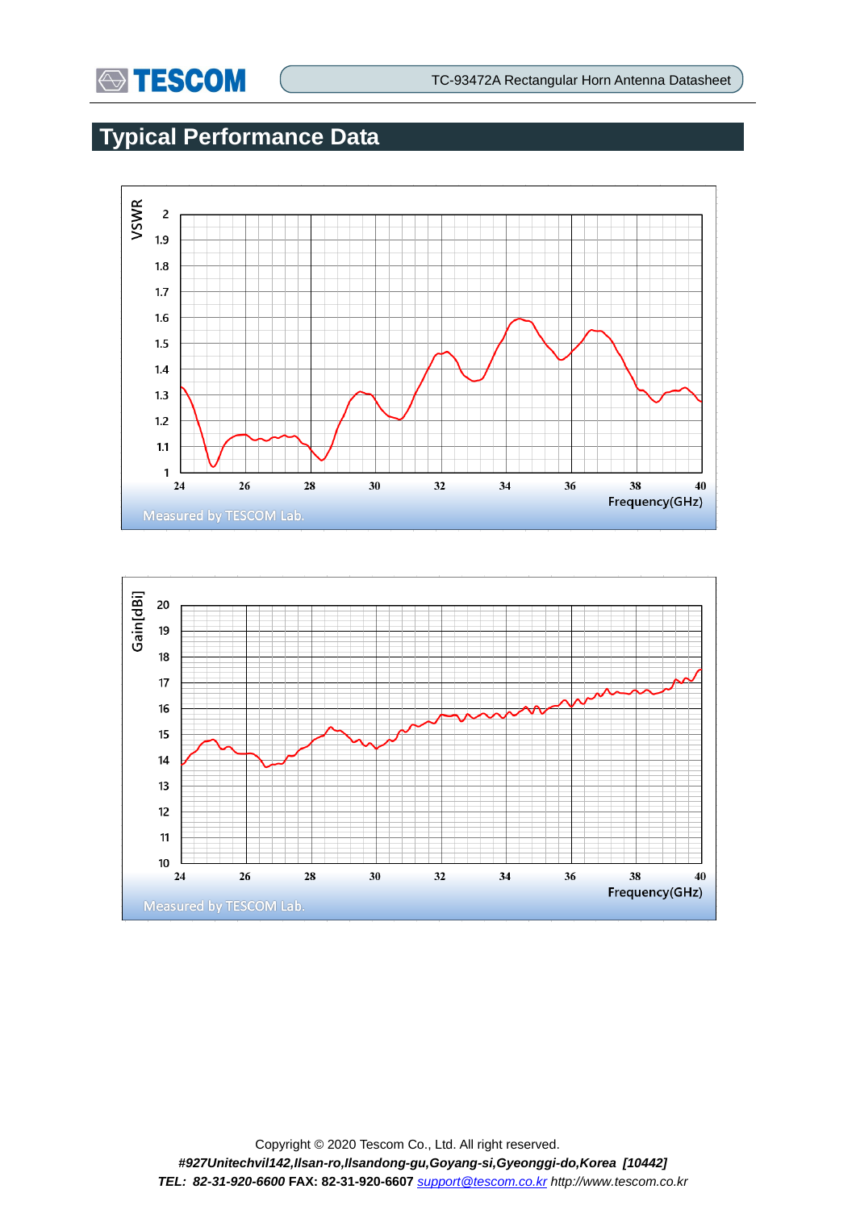## Typical Performance Data

VSWR

2
1.9
1.8
1.7
1.6
1.5
1.4
1.3
1.2
1.1
1

24 26 28 30 32 34 36 38 40

Frequency(GHz)

Measured by TESCOM Lab.

Gain[dBi]

20
19
18
17
16
15
14
13
12
11
10

24 26 28 30 32 34 36 38 40

Frequency(GHz)

Measured by TESCOM Lab.

Copyright © 2020 Tescom Co., Ltd. All right reserved.

***#927Unitechvil142,Ilsan-ro,Ilsandong-gu,Goyang-si,Gyeonggi-do,Korea [10442]***

***TEL: 82-31-920-6600*** **FAX: 82-31-920-6607** *support@tescom.co.kr http://www.tescom.co.kr*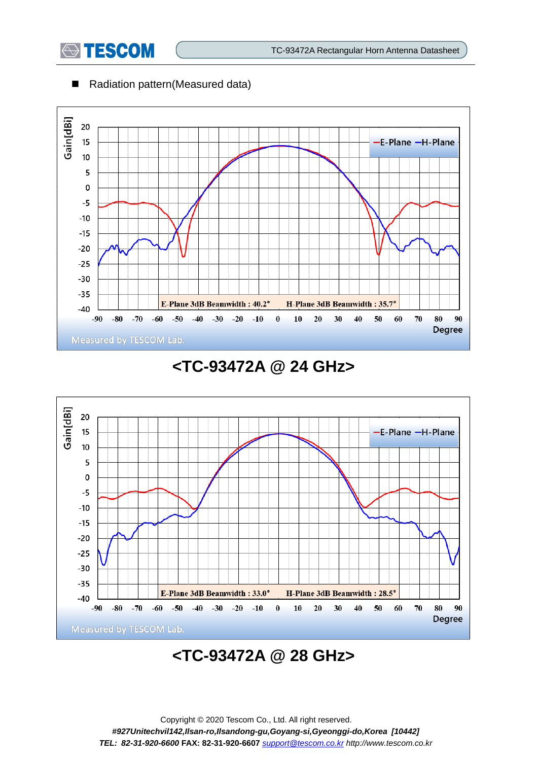■ Radiation pattern(Measured data)

E-Plane 3dB Beamwidth : 40.2° H-Plane 3dB Beamwidth : 35.7°

Measured by TESCOM Lab.

## <TC-93472A @ 24 GHz>

E-Plane 3dB Beamwidth : 33.0° H-Plane 3dB Beamwidth : 28.5°

Measured by TESCOM Lab.

## <TC-93472A @ 28 GHz>

Copyright © 2020 Tescom Co., Ltd. All right reserved.

*#927Unitechvil142,Ilsan-ro,Ilsandong-gu,Goyang-si,Gyeonggi-do,Korea [10442]*

*TEL: 82-31-920-6600* **FAX: 82-31-920-6607** *support@tescom.co.kr http://www.tescom.co.kr*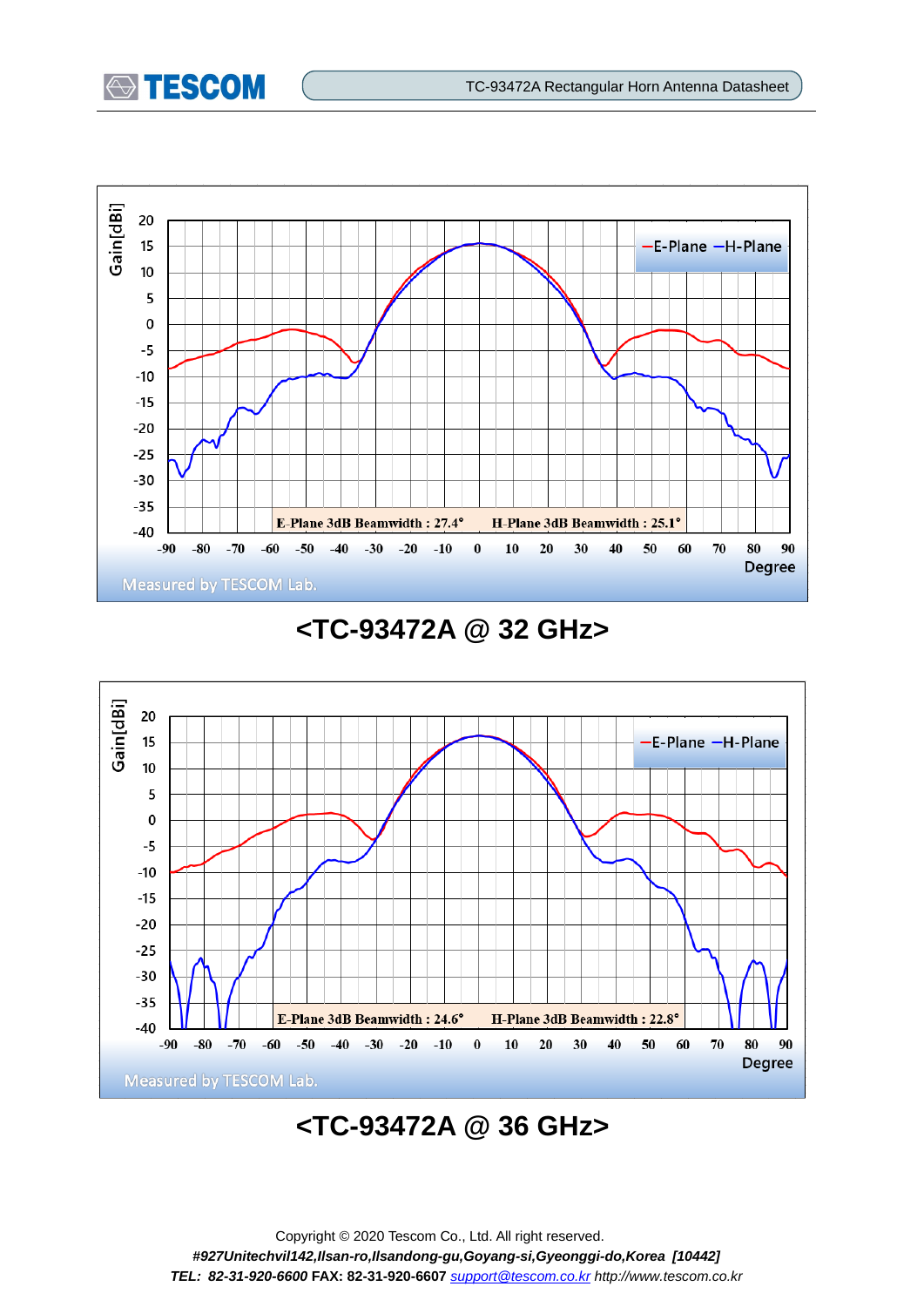E-Plane 3dB Beamwidth : 27.4°    H-Plane 3dB Beamwidth : 25.1°

Measured by TESCOM Lab.

## <TC-93472A @ 32 GHz>

E-Plane 3dB Beamwidth : 24.6°    H-Plane 3dB Beamwidth : 22.8°

Measured by TESCOM Lab.

## <TC-93472A @ 36 GHz>

Copyright © 2020 Tescom Co., Ltd. All right reserved.

*#927Unitechvil142,Ilsan-ro,Ilsandong-gu,Goyang-si,Gyeonggi-do,Korea [10442]*

***TEL: 82-31-920-6600*** **FAX: 82-31-920-6607** *support@tescom.co.kr http://www.tescom.co.kr*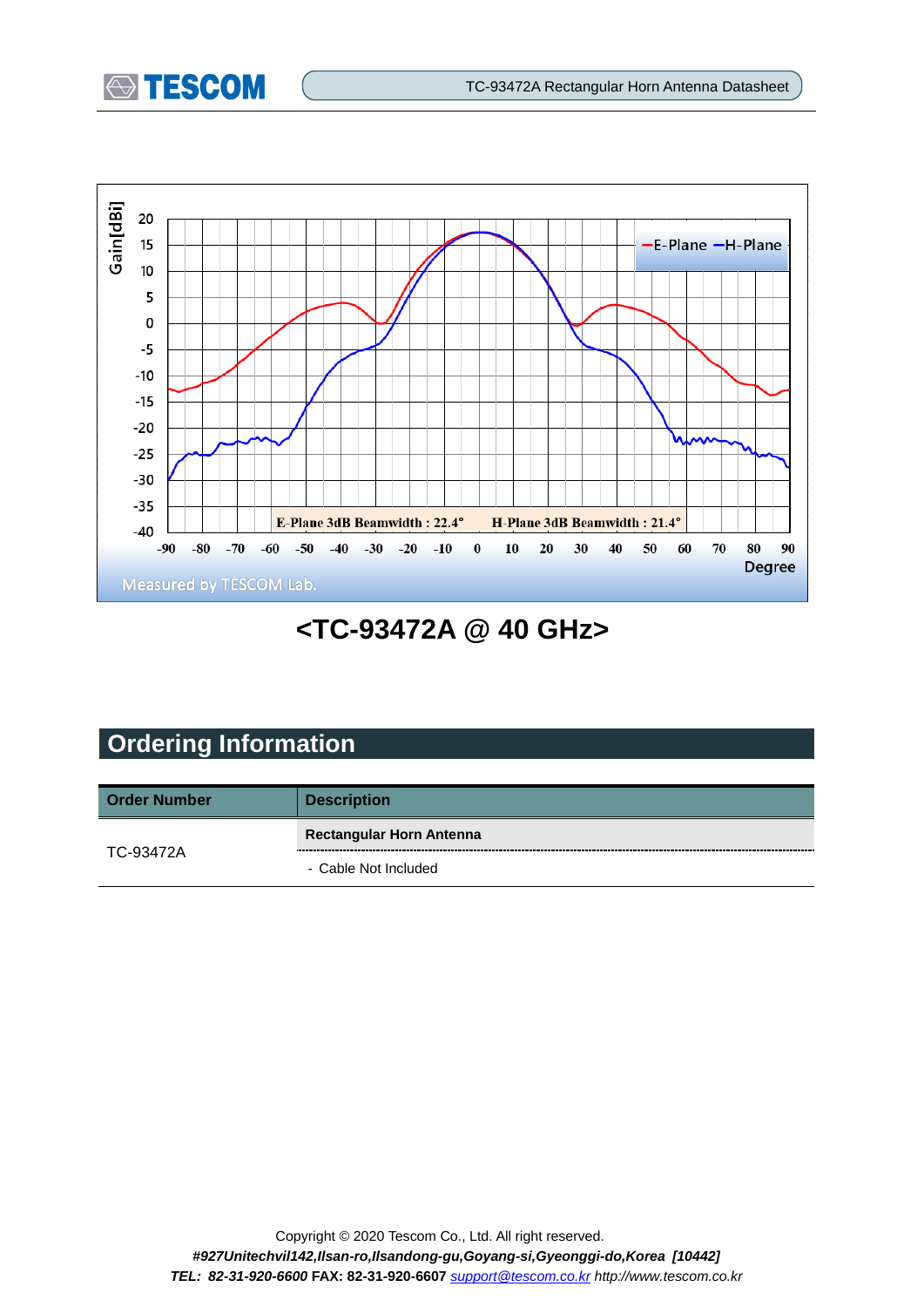Gain[dBi]

20
15
10
5
0
-5
-10
-15
-20
-25
-30
-35
-40

-90 -80 -70 -60 -50 -40 -30 -20 -10 0 10 20 30 40 50 60 70 80 90

Degree

E-Plane H-Plane

E-Plane 3dB Beamwidth : 22.4°

H-Plane 3dB Beamwidth : 21.4°

Measured by TESCOM Lab.

**<TC-93472A @ 40 GHz>**

## Ordering Information

| Order Number | Description |
|---|---|
| TC-93472A | **Rectangular Horn Antenna**<br>- Cable Not Included |

Copyright © 2020 Tescom Co., Ltd. All right reserved.

*#927Unitechvil142,Ilsan-ro,Ilsandong-gu,Goyang-si,Gyeonggi-do,Korea [10442]*

*TEL: 82-31-920-6600* **FAX: 82-31-920-6607** *support@tescom.co.kr http://www.tescom.co.kr*